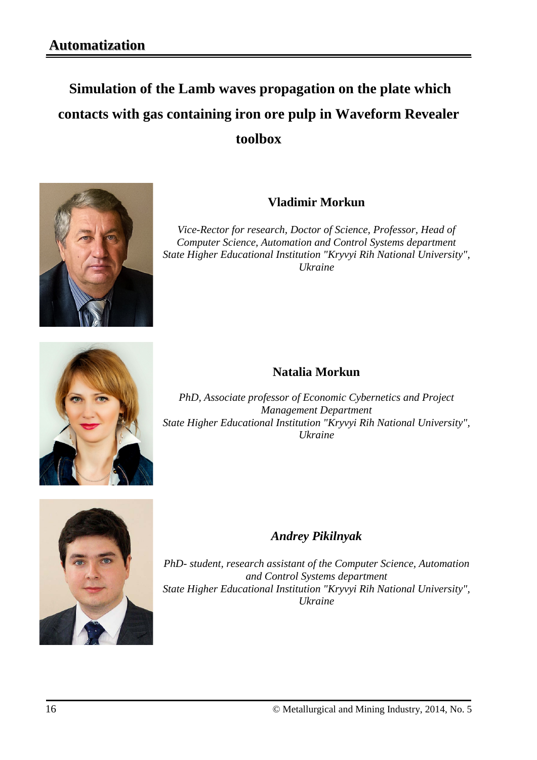# Simulation of the Lamb waves propagation on the plate which contacts with gas containing iron ore pulp in Waveform Revealer toolbox

**Vladimir Morkun**

*Vice-Rector for research, Doctor of Science, Professor, Head of Computer Science, Automation and Control Systems department*
*State Higher Educational Institution "Kryvyi Rih National University", Ukraine*

**Natalia Morkun**

*PhD, Associate professor of Economic Cybernetics and Project Management Department*
*State Higher Educational Institution "Kryvyi Rih National University", Ukraine*

***Andrey Pikilnyak***

*PhD- student, research assistant of the Computer Science, Automation and Control Systems department*
*State Higher Educational Institution "Kryvyi Rih National University", Ukraine*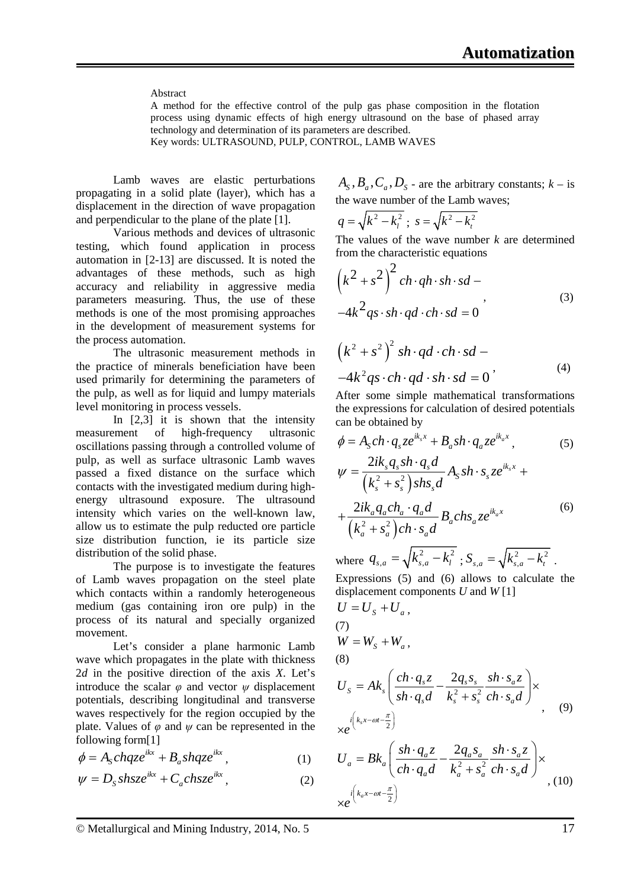Abstract

A method for the effective control of the pulp gas phase composition in the flotation process using dynamic effects of high energy ultrasound on the base of phased array technology and determination of its parameters are described.

Key words: ULTRASOUND, PULP, CONTROL, LAMB WAVES

Lamb waves are elastic perturbations propagating in a solid plate (layer), which has a displacement in the direction of wave propagation and perpendicular to the plane of the plate [1].

Various methods and devices of ultrasonic testing, which found application in process automation in [2-13] are discussed. It is noted the advantages of these methods, such as high accuracy and reliability in aggressive media parameters measuring. Thus, the use of these methods is one of the most promising approaches in the development of measurement systems for the process automation.

The ultrasonic measurement methods in the practice of minerals beneficiation have been used primarily for determining the parameters of the pulp, as well as for liquid and lumpy materials level monitoring in process vessels.

In [2,3] it is shown that the intensity measurement of high-frequency ultrasonic oscillations passing through a controlled volume of pulp, as well as surface ultrasonic Lamb waves passed a fixed distance on the surface which contacts with the investigated medium during high-energy ultrasound exposure. The ultrasound intensity which varies on the well-known law, allow us to estimate the pulp reducted ore particle size distribution function, ie its particle size distribution of the solid phase.

The purpose is to investigate the features of Lamb waves propagation on the steel plate which contacts within a randomly heterogeneous medium (gas containing iron ore pulp) in the process of its natural and specially organized movement.

Let's consider a plane harmonic Lamb wave which propagates in the plate with thickness 2*d* in the positive direction of the axis *X*. Let's introduce the scalar $\varphi$ and vector $\psi$ displacement potentials, describing longitudinal and transverse waves respectively for the region occupied by the plate. Values of $\varphi$ and $\psi$ can be represented in the following form[1]

$$\phi = A_S chqze^{ikx} + B_a shqze^{ikx}, \quad (1)$$

$$\psi = D_S shsze^{ikx} + C_a chsze^{ikx}, \quad (2)$$

$A_S, B_a, C_a, D_S$ - are the arbitrary constants; $k$ – is the wave number of the Lamb waves;

$q = \sqrt{k^2 - k_l^2}$ ; $s = \sqrt{k^2 - k_t^2}$

The values of the wave number $k$ are determined from the characteristic equations

$$\left(k^2 + s^2\right)^2 ch \cdot qh \cdot sh \cdot sd - \\ -4k^2 qs \cdot sh \cdot qd \cdot ch \cdot sd = 0, \quad (3)$$

$$\left(k^2 + s^2\right)^2 sh \cdot qd \cdot ch \cdot sd - \\ -4k^2 qs \cdot ch \cdot qd \cdot sh \cdot sd = 0, \quad (4)$$

After some simple mathematical transformations the expressions for calculation of desired potentials can be obtained by

$$\phi = A_S ch \cdot q_s ze^{ik_s x} + B_a sh \cdot q_a ze^{ik_a x}, \quad (5)$$

$$\psi = \frac{2ik_s q_s sh \cdot q_s d}{\left(k_s^2 + s_s^2\right) shs_s d} A_S sh \cdot s_s ze^{ik_s x} + \\ + \frac{2ik_a q_a ch_a \cdot q_a d}{\left(k_a^2 + s_a^2\right) ch \cdot s_a d} B_a chs_a ze^{ik_a x} \quad (6)$$

where $q_{s,a} = \sqrt{k_{s,a}^2 - k_l^2}$ ; $S_{s,a} = \sqrt{k_{s,a}^2 - k_t^2}$ .

Expressions (5) and (6) allows to calculate the displacement components $U$ and $W$ [1]

$$U = U_S + U_a, \quad (7)$$

$$W = W_S + W_a, \quad (8)$$

$$U_S = Ak_s \left( \frac{ch \cdot q_s z}{sh \cdot q_s d} - \frac{2q_s s_s}{k_s^2 + s_s^2} \frac{sh \cdot s_s z}{ch \cdot s_a d} \right) \times \\ \times e^{i\left(k_s x - \omega t - \frac{\pi}{2}\right)}, \quad (9)$$

$$U_a = Bk_a \left( \frac{sh \cdot q_a z}{ch \cdot q_a d} - \frac{2q_a s_a}{k_a^2 + s_a^2} \frac{sh \cdot s_a z}{ch \cdot s_a d} \right) \times \\ \times e^{i\left(k_a x - \omega t - \frac{\pi}{2}\right)}, \quad (10)$$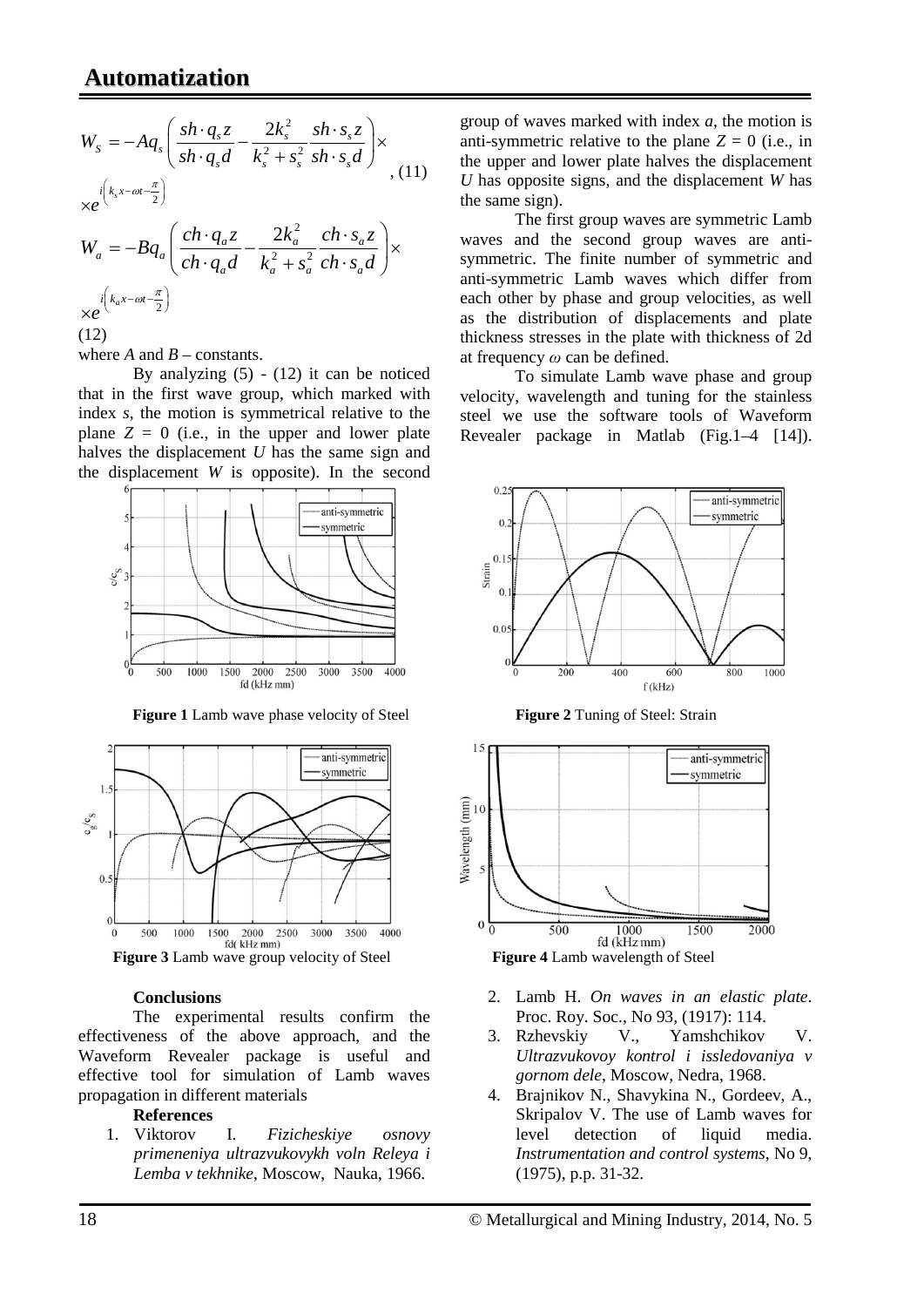$$W_S = -Aq_s\left(\frac{sh\cdot q_s z}{sh\cdot q_s d} - \frac{2k_s^2}{k_s^2+s_s^2}\frac{sh\cdot s_s z}{sh\cdot s_s d}\right)\times \times e^{i\left(k_s x - \omega t - \frac{\pi}{2}\right)}, \quad (11)$$

$$W_a = -Bq_a\left(\frac{ch\cdot q_a z}{ch\cdot q_a d} - \frac{2k_a^2}{k_a^2+s_a^2}\frac{ch\cdot s_a z}{ch\cdot s_a d}\right)\times \times e^{i\left(k_a x - \omega t - \frac{\pi}{2}\right)} \quad (12)$$

where *A* and *B* – constants.

By analyzing (5) - (12) it can be noticed that in the first wave group, which marked with index *s*, the motion is symmetrical relative to the plane $Z = 0$ (i.e., in the upper and lower plate halves the displacement *U* has the same sign and the displacement *W* is opposite). In the second group of waves marked with index *a*, the motion is anti-symmetric relative to the plane $Z = 0$ (i.e., in the upper and lower plate halves the displacement *U* has opposite signs, and the displacement *W* has the same sign).

The first group waves are symmetric Lamb waves and the second group waves are anti-symmetric. The finite number of symmetric and anti-symmetric Lamb waves which differ from each other by phase and group velocities, as well as the distribution of displacements and plate thickness stresses in the plate with thickness of 2d at frequency $\omega$ can be defined.

To simulate Lamb wave phase and group velocity, wavelength and tuning for the stainless steel we use the software tools of Waveform Revealer package in Matlab (Fig.1–4 [14]).

**Figure 1** Lamb wave phase velocity of Steel

**Figure 2** Tuning of Steel: Strain

**Figure 3** Lamb wave group velocity of Steel

**Figure 4** Lamb wavelength of Steel

### Conclusions

The experimental results confirm the effectiveness of the above approach, and the Waveform Revealer package is useful and effective tool for simulation of Lamb waves propagation in different materials

### References

1. Viktorov I. *Fizicheskiye osnovy primeneniya ultrazvukovykh voln Releya i Lemba v tekhnike*, Moscow, Nauka, 1966.
2. Lamb H. *On waves in an elastic plate*. Proc. Roy. Soc., No 93, (1917): 114.
3. Rzhevskiy V., Yamshchikov V. *Ultrazvukovoy kontrol i issledovaniya v gornom dele*, Moscow, Nedra, 1968.
4. Brajnikov N., Shavykina N., Gordeev, A., Skripalov V. The use of Lamb waves for level detection of liquid media. *Instrumentation and control systems*, No 9, (1975), p.p. 31-32.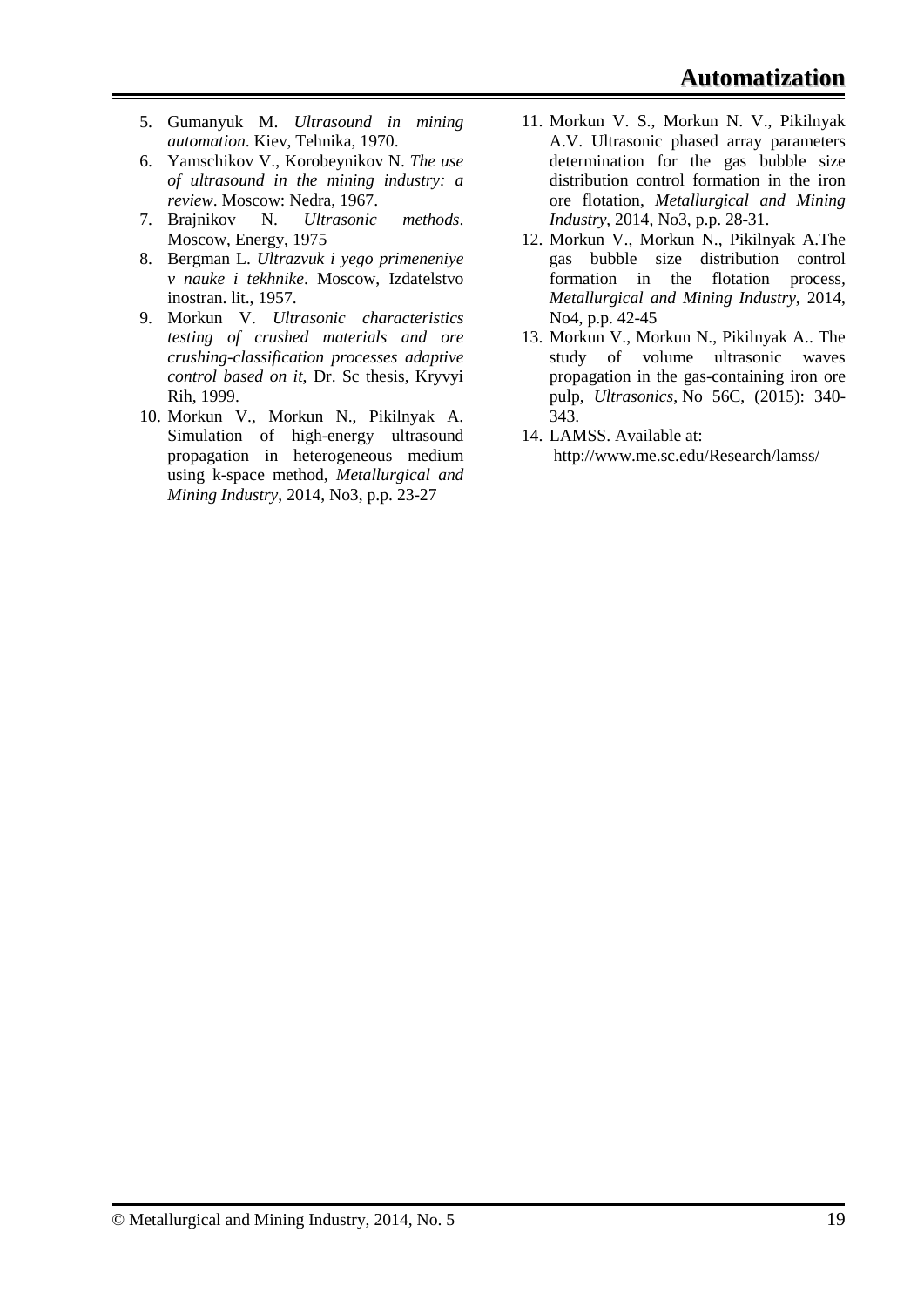5. Gumanyuk M. *Ultrasound in mining automation*. Kiev, Tehnika, 1970.
6. Yamschikov V., Korobeynikov N. *The use of ultrasound in the mining industry: a review*. Moscow: Nedra, 1967.
7. Brajnikov N. *Ultrasonic methods*. Moscow, Energy, 1975
8. Bergman L. *Ultrazvuk i yego primeneniye v nauke i tekhnike*. Moscow, Izdatelstvo inostran. lit., 1957.
9. Morkun V. *Ultrasonic characteristics testing of crushed materials and ore crushing-classification processes adaptive control based on it*, Dr. Sc thesis, Kryvyi Rih, 1999.
10. Morkun V., Morkun N., Pikilnyak A. Simulation of high-energy ultrasound propagation in heterogeneous medium using k-space method, *Metallurgical and Mining Industry*, 2014, No3, p.p. 23-27
11. Morkun V. S., Morkun N. V., Pikilnyak A.V. Ultrasonic phased array parameters determination for the gas bubble size distribution control formation in the iron ore flotation, *Metallurgical and Mining Industry*, 2014, No3, p.p. 28-31.
12. Morkun V., Morkun N., Pikilnyak A.The gas bubble size distribution control formation in the flotation process, *Metallurgical and Mining Industry*, 2014, No4, p.p. 42-45
13. Morkun V., Morkun N., Pikilnyak A.. The study of volume ultrasonic waves propagation in the gas-containing iron ore pulp, *Ultrasonics*, No 56C, (2015): 340-343.
14. LAMSS. Available at: http://www.me.sc.edu/Research/lamss/